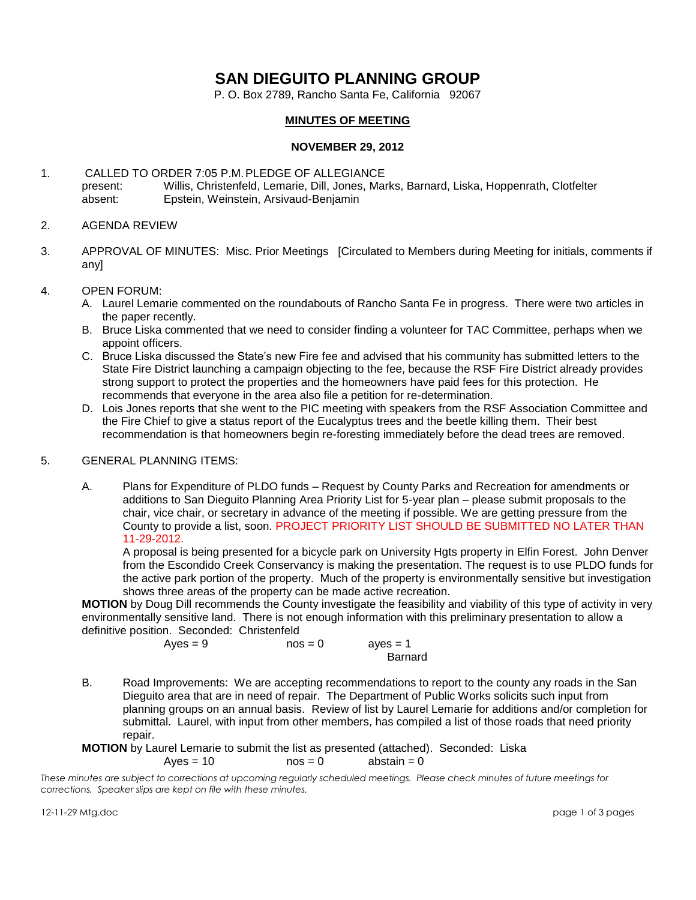# SAN DIEGUITO PLANNING GROUP

P. O. Box 2789, Rancho Santa Fe, California 92067

## MINUTES OF MEETING

### NOVEMBER 29, 2012

1. CALLED TO ORDER 7:05 P.M. PLEDGE OF ALLEGIANCE
   present: Willis, Christenfeld, Lemarie, Dill, Jones, Marks, Barnard, Liska, Hoppenrath, Clotfelter
   absent: Epstein, Weinstein, Arsivaud-Benjamin

2. AGENDA REVIEW

3. APPROVAL OF MINUTES: Misc. Prior Meetings [Circulated to Members during Meeting for initials, comments if any]

4. OPEN FORUM:
   A. Laurel Lemarie commented on the roundabouts of Rancho Santa Fe in progress. There were two articles in the paper recently.
   B. Bruce Liska commented that we need to consider finding a volunteer for TAC Committee, perhaps when we appoint officers.
   C. Bruce Liska discussed the State's new Fire fee and advised that his community has submitted letters to the State Fire District launching a campaign objecting to the fee, because the RSF Fire District already provides strong support to protect the properties and the homeowners have paid fees for this protection. He recommends that everyone in the area also file a petition for re-determination.
   D. Lois Jones reports that she went to the PIC meeting with speakers from the RSF Association Committee and the Fire Chief to give a status report of the Eucalyptus trees and the beetle killing them. Their best recommendation is that homeowners begin re-foresting immediately before the dead trees are removed.

5. GENERAL PLANNING ITEMS:

   A. Plans for Expenditure of PLDO funds – Request by County Parks and Recreation for amendments or additions to San Dieguito Planning Area Priority List for 5-year plan – please submit proposals to the chair, vice chair, or secretary in advance of the meeting if possible. We are getting pressure from the County to provide a list, soon. PROJECT PRIORITY LIST SHOULD BE SUBMITTED NO LATER THAN 11-29-2012.
   A proposal is being presented for a bicycle park on University Hgts property in Elfin Forest. John Denver from the Escondido Creek Conservancy is making the presentation. The request is to use PLDO funds for the active park portion of the property. Much of the property is environmentally sensitive but investigation shows three areas of the property can be made active recreation.

   **MOTION** by Doug Dill recommends the County investigate the feasibility and viability of this type of activity in very environmentally sensitive land. There is not enough information with this preliminary presentation to allow a definitive position. Seconded: Christenfeld

   Ayes = 9 nos = 0 ayes = 1
   Barnard

   B. Road Improvements: We are accepting recommendations to report to the county any roads in the San Dieguito area that are in need of repair. The Department of Public Works solicits such input from planning groups on an annual basis. Review of list by Laurel Lemarie for additions and/or completion for submittal. Laurel, with input from other members, has compiled a list of those roads that need priority repair.

   **MOTION** by Laurel Lemarie to submit the list as presented (attached). Seconded: Liska

   Ayes = 10 nos = 0 abstain = 0

*These minutes are subject to corrections at upcoming regularly scheduled meetings. Please check minutes of future meetings for corrections. Speaker slips are kept on file with these minutes.*

12-11-29 Mtg.doc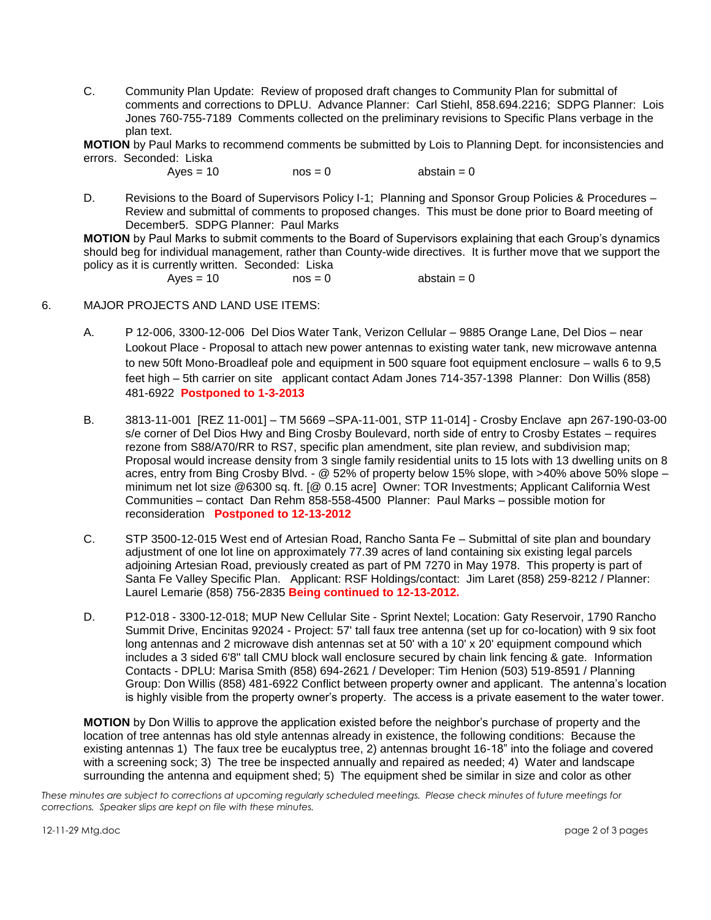C. Community Plan Update: Review of proposed draft changes to Community Plan for submittal of comments and corrections to DPLU. Advance Planner: Carl Stiehl, 858.694.2216; SDPG Planner: Lois Jones 760-755-7189 Comments collected on the preliminary revisions to Specific Plans verbage in the plan text.

**MOTION** by Paul Marks to recommend comments be submitted by Lois to Planning Dept. for inconsistencies and errors. Seconded: Liska

Ayes = 10 nos = 0 abstain = 0

D. Revisions to the Board of Supervisors Policy I-1; Planning and Sponsor Group Policies & Procedures – Review and submittal of comments to proposed changes. This must be done prior to Board meeting of December5. SDPG Planner: Paul Marks

**MOTION** by Paul Marks to submit comments to the Board of Supervisors explaining that each Group's dynamics should beg for individual management, rather than County-wide directives. It is further move that we support the policy as it is currently written. Seconded: Liska

Ayes = 10 nos = 0 abstain = 0

6. MAJOR PROJECTS AND LAND USE ITEMS:

A. P 12-006, 3300-12-006 Del Dios Water Tank, Verizon Cellular – 9885 Orange Lane, Del Dios – near Lookout Place - Proposal to attach new power antennas to existing water tank, new microwave antenna to new 50ft Mono-Broadleaf pole and equipment in 500 square foot equipment enclosure – walls 6 to 9,5 feet high – 5th carrier on site applicant contact Adam Jones 714-357-1398 Planner: Don Willis (858) 481-6922 **Postponed to 1-3-2013**

B. 3813-11-001 [REZ 11-001] – TM 5669 –SPA-11-001, STP 11-014] - Crosby Enclave apn 267-190-03-00 s/e corner of Del Dios Hwy and Bing Crosby Boulevard, north side of entry to Crosby Estates – requires rezone from S88/A70/RR to RS7, specific plan amendment, site plan review, and subdivision map; Proposal would increase density from 3 single family residential units to 15 lots with 13 dwelling units on 8 acres, entry from Bing Crosby Blvd. - @ 52% of property below 15% slope, with >40% above 50% slope – minimum net lot size @6300 sq. ft. [@ 0.15 acre] Owner: TOR Investments; Applicant California West Communities – contact Dan Rehm 858-558-4500 Planner: Paul Marks – possible motion for reconsideration **Postponed to 12-13-2012**

C. STP 3500-12-015 West end of Artesian Road, Rancho Santa Fe – Submittal of site plan and boundary adjustment of one lot line on approximately 77.39 acres of land containing six existing legal parcels adjoining Artesian Road, previously created as part of PM 7270 in May 1978. This property is part of Santa Fe Valley Specific Plan. Applicant: RSF Holdings/contact: Jim Laret (858) 259-8212 / Planner: Laurel Lemarie (858) 756-2835 **Being continued to 12-13-2012.**

D. P12-018 - 3300-12-018; MUP New Cellular Site - Sprint Nextel; Location: Gaty Reservoir, 1790 Rancho Summit Drive, Encinitas 92024 - Project: 57' tall faux tree antenna (set up for co-location) with 9 six foot long antennas and 2 microwave dish antennas set at 50' with a 10' x 20' equipment compound which includes a 3 sided 6'8" tall CMU block wall enclosure secured by chain link fencing & gate. Information Contacts - DPLU: Marisa Smith (858) 694-2621 / Developer: Tim Henion (503) 519-8591 / Planning Group: Don Willis (858) 481-6922 Conflict between property owner and applicant. The antenna's location is highly visible from the property owner's property. The access is a private easement to the water tower.

**MOTION** by Don Willis to approve the application existed before the neighbor's purchase of property and the location of tree antennas has old style antennas already in existence, the following conditions: Because the existing antennas 1) The faux tree be eucalyptus tree, 2) antennas brought 16-18" into the foliage and covered with a screening sock; 3) The tree be inspected annually and repaired as needed; 4) Water and landscape surrounding the antenna and equipment shed; 5) The equipment shed be similar in size and color as other

*These minutes are subject to corrections at upcoming regularly scheduled meetings. Please check minutes of future meetings for corrections. Speaker slips are kept on file with these minutes.*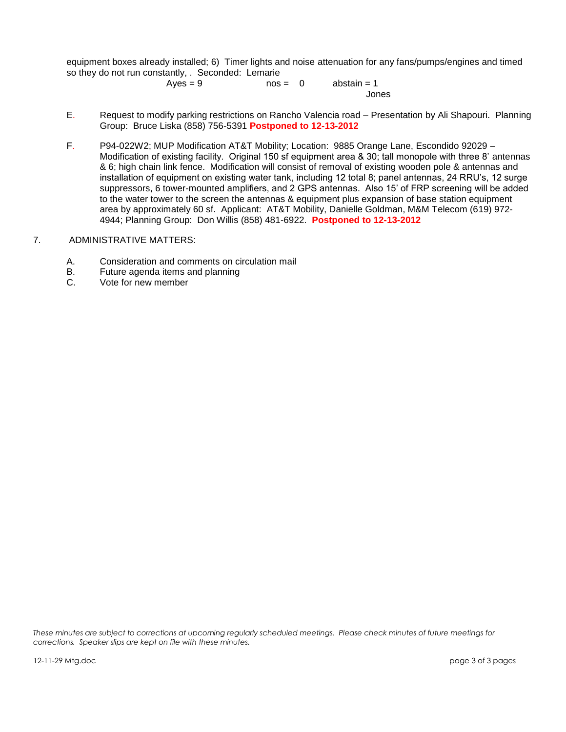equipment boxes already installed; 6) Timer lights and noise attenuation for any fans/pumps/engines and timed so they do not run constantly, . Seconded: Lemarie

Ayes = 9 nos = 0 abstain = 1
Jones

E. Request to modify parking restrictions on Rancho Valencia road – Presentation by Ali Shapouri. Planning Group: Bruce Liska (858) 756-5391 **Postponed to 12-13-2012**

F. P94-022W2; MUP Modification AT&T Mobility; Location: 9885 Orange Lane, Escondido 92029 – Modification of existing facility. Original 150 sf equipment area & 30; tall monopole with three 8' antennas & 6; high chain link fence. Modification will consist of removal of existing wooden pole & antennas and installation of equipment on existing water tank, including 12 total 8; panel antennas, 24 RRU's, 12 surge suppressors, 6 tower-mounted amplifiers, and 2 GPS antennas. Also 15' of FRP screening will be added to the water tower to the screen the antennas & equipment plus expansion of base station equipment area by approximately 60 sf. Applicant: AT&T Mobility, Danielle Goldman, M&M Telecom (619) 972-4944; Planning Group: Don Willis (858) 481-6922. **Postponed to 12-13-2012**

7. ADMINISTRATIVE MATTERS:

A. Consideration and comments on circulation mail
B. Future agenda items and planning
C. Vote for new member

*These minutes are subject to corrections at upcoming regularly scheduled meetings. Please check minutes of future meetings for corrections. Speaker slips are kept on file with these minutes.*